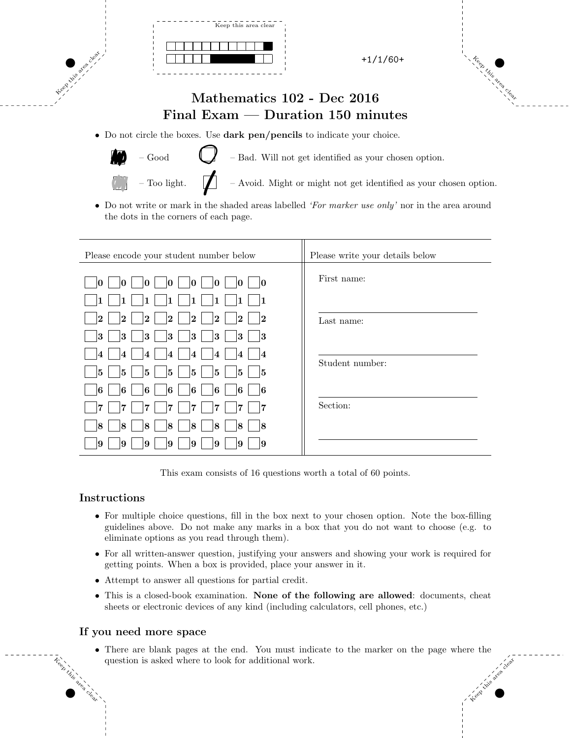# Mathematics 102 - Dec 2016
## Final Exam — Duration 150 minutes

- Do not circle the boxes. Use **dark pen/pencils** to indicate your choice.

  – Good &nbsp;&nbsp;&nbsp; – Bad. Will not get identified as your chosen option.

  – Too light. &nbsp;&nbsp;&nbsp; – Avoid. Might or might not get identified as your chosen option.

- Do not write or mark in the shaded areas labelled *'For marker use only'* nor in the area around the dots in the corners of each page.

| Please encode your student number below | Please write your details below |
|---|---|
| 0 0 0 0 0 0 0 0 | First name: |
| 1 1 1 1 1 1 1 1 | |
| 2 2 2 2 2 2 2 2 | Last name: |
| 3 3 3 3 3 3 3 3 | |
| 4 4 4 4 4 4 4 4 | Student number: |
| 5 5 5 5 5 5 5 5 | |
| 6 6 6 6 6 6 6 6 | |
| 7 7 7 7 7 7 7 7 | Section: |
| 8 8 8 8 8 8 8 8 | |
| 9 9 9 9 9 9 9 9 | |

This exam consists of 16 questions worth a total of 60 points.

### Instructions

- For multiple choice questions, fill in the box next to your chosen option. Note the box-filling guidelines above. Do not make any marks in a box that you do not want to choose (e.g. to eliminate options as you read through them).
- For all written-answer question, justifying your answers and showing your work is required for getting points. When a box is provided, place your answer in it.
- Attempt to answer all questions for partial credit.
- This is a closed-book examination. **None of the following are allowed**: documents, cheat sheets or electronic devices of any kind (including calculators, cell phones, etc.)

### If you need more space

- There are blank pages at the end. You must indicate to the marker on the page where the question is asked where to look for additional work.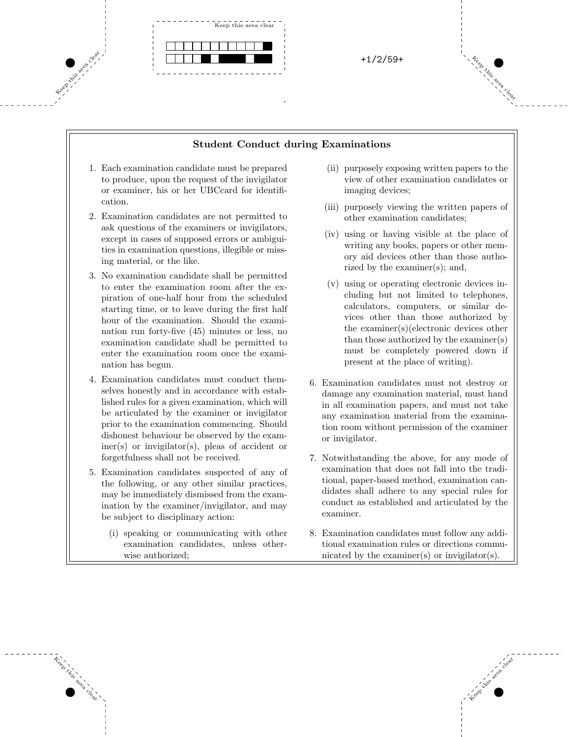## Student Conduct during Examinations

1. Each examination candidate must be prepared to produce, upon the request of the invigilator or examiner, his or her UBCcard for identification.

2. Examination candidates are not permitted to ask questions of the examiners or invigilators, except in cases of supposed errors or ambiguities in examination questions, illegible or missing material, or the like.

3. No examination candidate shall be permitted to enter the examination room after the expiration of one-half hour from the scheduled starting time, or to leave during the first half hour of the examination. Should the examination run forty-five (45) minutes or less, no examination candidate shall be permitted to enter the examination room once the examination has begun.

4. Examination candidates must conduct themselves honestly and in accordance with established rules for a given examination, which will be articulated by the examiner or invigilator prior to the examination commencing. Should dishonest behaviour be observed by the examiner(s) or invigilator(s), pleas of accident or forgetfulness shall not be received.

5. Examination candidates suspected of any of the following, or any other similar practices, may be immediately dismissed from the examination by the examiner/invigilator, and may be subject to disciplinary action:

   (i) speaking or communicating with other examination candidates, unless otherwise authorized;

   (ii) purposely exposing written papers to the view of other examination candidates or imaging devices;

   (iii) purposely viewing the written papers of other examination candidates;

   (iv) using or having visible at the place of writing any books, papers or other memory aid devices other than those authorized by the examiner(s); and,

   (v) using or operating electronic devices including but not limited to telephones, calculators, computers, or similar devices other than those authorized by the examiner(s)(electronic devices other than those authorized by the examiner(s) must be completely powered down if present at the place of writing).

6. Examination candidates must not destroy or damage any examination material, must hand in all examination papers, and must not take any examination material from the examination room without permission of the examiner or invigilator.

7. Notwithstanding the above, for any mode of examination that does not fall into the traditional, paper-based method, examination candidates shall adhere to any special rules for conduct as established and articulated by the examiner.

8. Examination candidates must follow any additional examination rules or directions communicated by the examiner(s) or invigilator(s).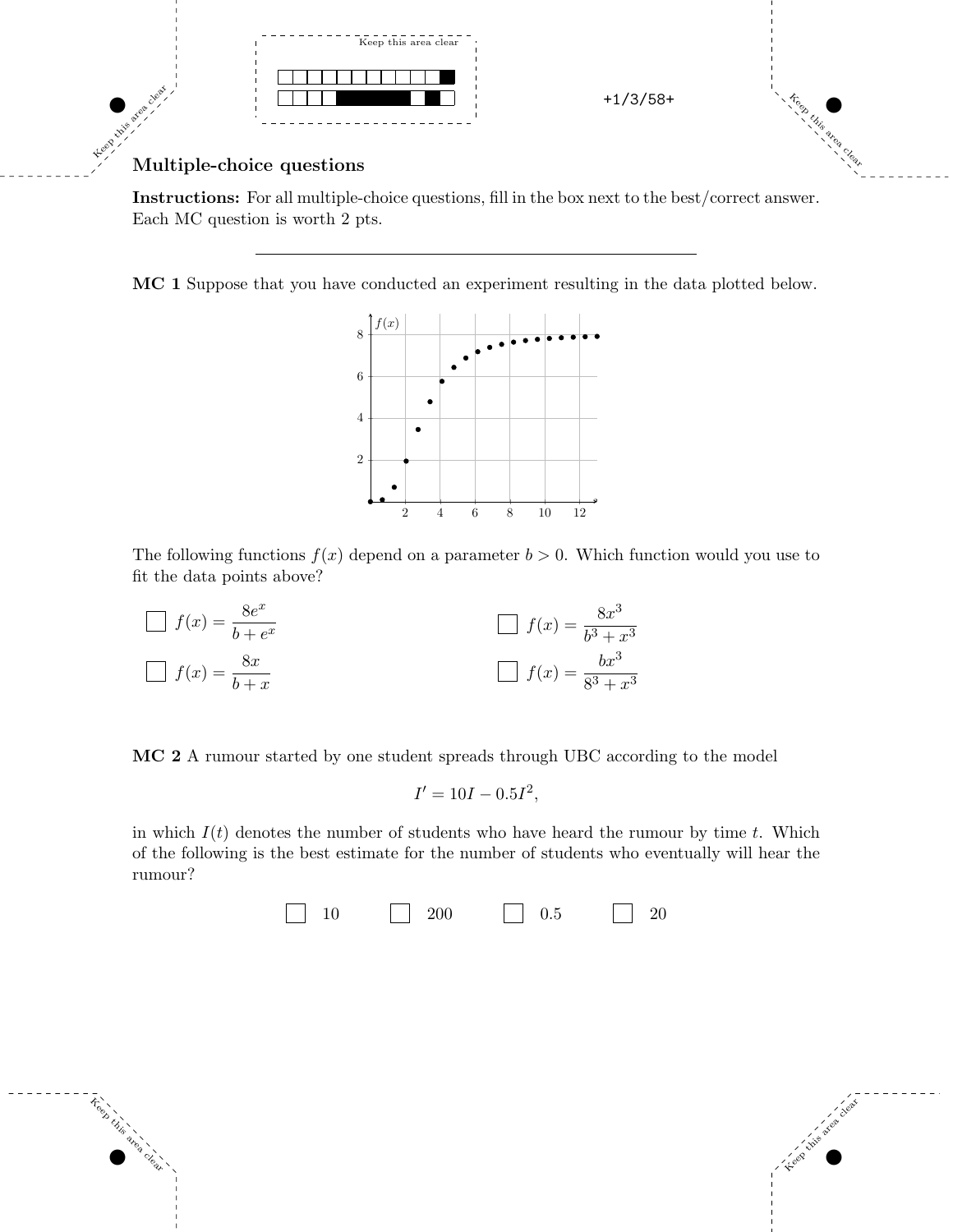## Multiple-choice questions

**Instructions:** For all multiple-choice questions, fill in the box next to the best/correct answer. Each MC question is worth 2 pts.

---

**MC 1** Suppose that you have conducted an experiment resulting in the data plotted below.

The following functions $f(x)$ depend on a parameter $b > 0$. Which function would you use to fit the data points above?

- ☐ $f(x) = \dfrac{8e^x}{b + e^x}$
- ☐ $f(x) = \dfrac{8x^3}{b^3 + x^3}$
- ☐ $f(x) = \dfrac{8x}{b + x}$
- ☐ $f(x) = \dfrac{bx^3}{8^3 + x^3}$

**MC 2** A rumour started by one student spreads through UBC according to the model

$$I' = 10I - 0.5I^2,$$

in which $I(t)$ denotes the number of students who have heard the rumour by time $t$. Which of the following is the best estimate for the number of students who eventually will hear the rumour?

☐ 10 ☐ 200 ☐ 0.5 ☐ 20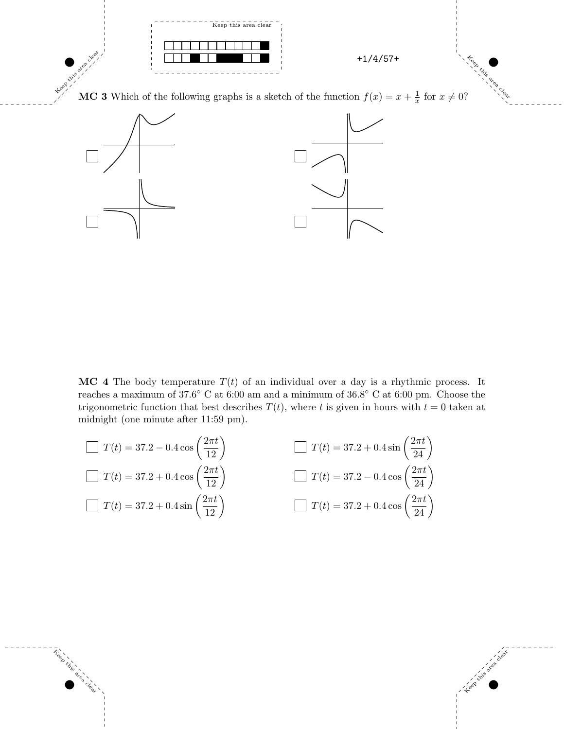**MC 3** Which of the following graphs is a sketch of the function $f(x) = x + \frac{1}{x}$ for $x \neq 0$?

- ☐
- ☐
- ☐
- ☐

**MC 4** The body temperature $T(t)$ of an individual over a day is a rhythmic process. It reaches a maximum of $37.6°$ C at 6:00 am and a minimum of $36.8°$ C at 6:00 pm. Choose the trigonometric function that best describes $T(t)$, where $t$ is given in hours with $t = 0$ taken at midnight (one minute after 11:59 pm).

- ☐ $T(t) = 37.2 - 0.4\cos\left(\dfrac{2\pi t}{12}\right)$
- ☐ $T(t) = 37.2 + 0.4\sin\left(\dfrac{2\pi t}{24}\right)$
- ☐ $T(t) = 37.2 + 0.4\cos\left(\dfrac{2\pi t}{12}\right)$
- ☐ $T(t) = 37.2 - 0.4\cos\left(\dfrac{2\pi t}{24}\right)$
- ☐ $T(t) = 37.2 + 0.4\sin\left(\dfrac{2\pi t}{12}\right)$
- ☐ $T(t) = 37.2 + 0.4\cos\left(\dfrac{2\pi t}{24}\right)$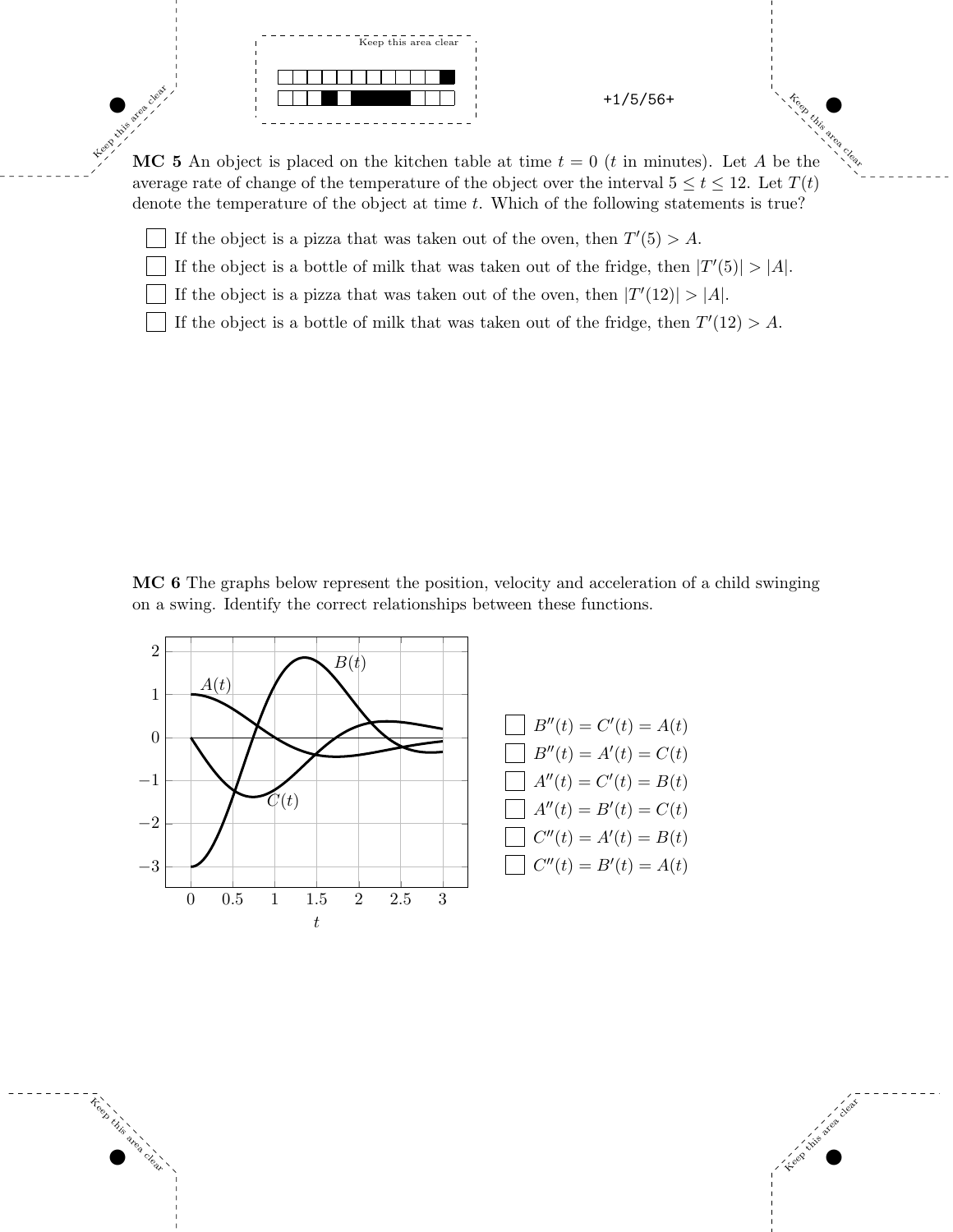**MC 5** An object is placed on the kitchen table at time $t = 0$ ($t$ in minutes). Let $A$ be the average rate of change of the temperature of the object over the interval $5 \leq t \leq 12$. Let $T(t)$ denote the temperature of the object at time $t$. Which of the following statements is true?

- ☐ If the object is a pizza that was taken out of the oven, then $T'(5) > A$.
- ☐ If the object is a bottle of milk that was taken out of the fridge, then $|T'(5)| > |A|$.
- ☐ If the object is a pizza that was taken out of the oven, then $|T'(12)| > |A|$.
- ☐ If the object is a bottle of milk that was taken out of the fridge, then $T'(12) > A$.

**MC 6** The graphs below represent the position, velocity and acceleration of a child swinging on a swing. Identify the correct relationships between these functions.

- ☐ $B''(t) = C'(t) = A(t)$
- ☐ $B''(t) = A'(t) = C(t)$
- ☐ $A''(t) = C'(t) = B(t)$
- ☐ $A''(t) = B'(t) = C(t)$
- ☐ $C''(t) = A'(t) = B(t)$
- ☐ $C''(t) = B'(t) = A(t)$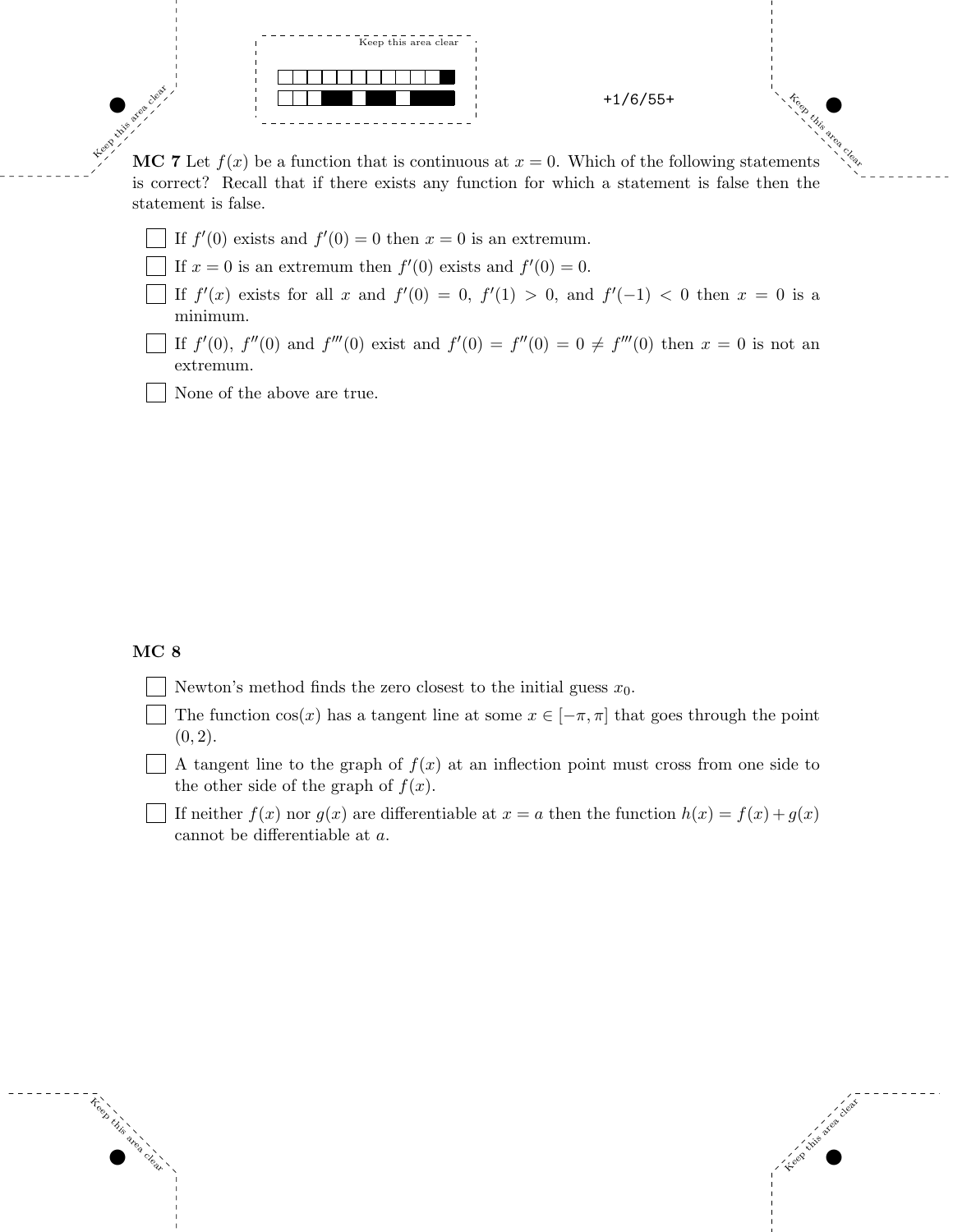**MC 7** Let $f(x)$ be a function that is continuous at $x = 0$. Which of the following statements is correct? Recall that if there exists any function for which a statement is false then the statement is false.

- ☐ If $f'(0)$ exists and $f'(0) = 0$ then $x = 0$ is an extremum.
- ☐ If $x = 0$ is an extremum then $f'(0)$ exists and $f'(0) = 0$.
- ☐ If $f'(x)$ exists for all $x$ and $f'(0) = 0$, $f'(1) > 0$, and $f'(-1) < 0$ then $x = 0$ is a minimum.
- ☐ If $f'(0)$, $f''(0)$ and $f'''(0)$ exist and $f'(0) = f''(0) = 0 \neq f'''(0)$ then $x = 0$ is not an extremum.
- ☐ None of the above are true.

**MC 8**

- ☐ Newton's method finds the zero closest to the initial guess $x_0$.
- ☐ The function $\cos(x)$ has a tangent line at some $x \in [-\pi, \pi]$ that goes through the point $(0, 2)$.
- ☐ A tangent line to the graph of $f(x)$ at an inflection point must cross from one side to the other side of the graph of $f(x)$.
- ☐ If neither $f(x)$ nor $g(x)$ are differentiable at $x = a$ then the function $h(x) = f(x) + g(x)$ cannot be differentiable at $a$.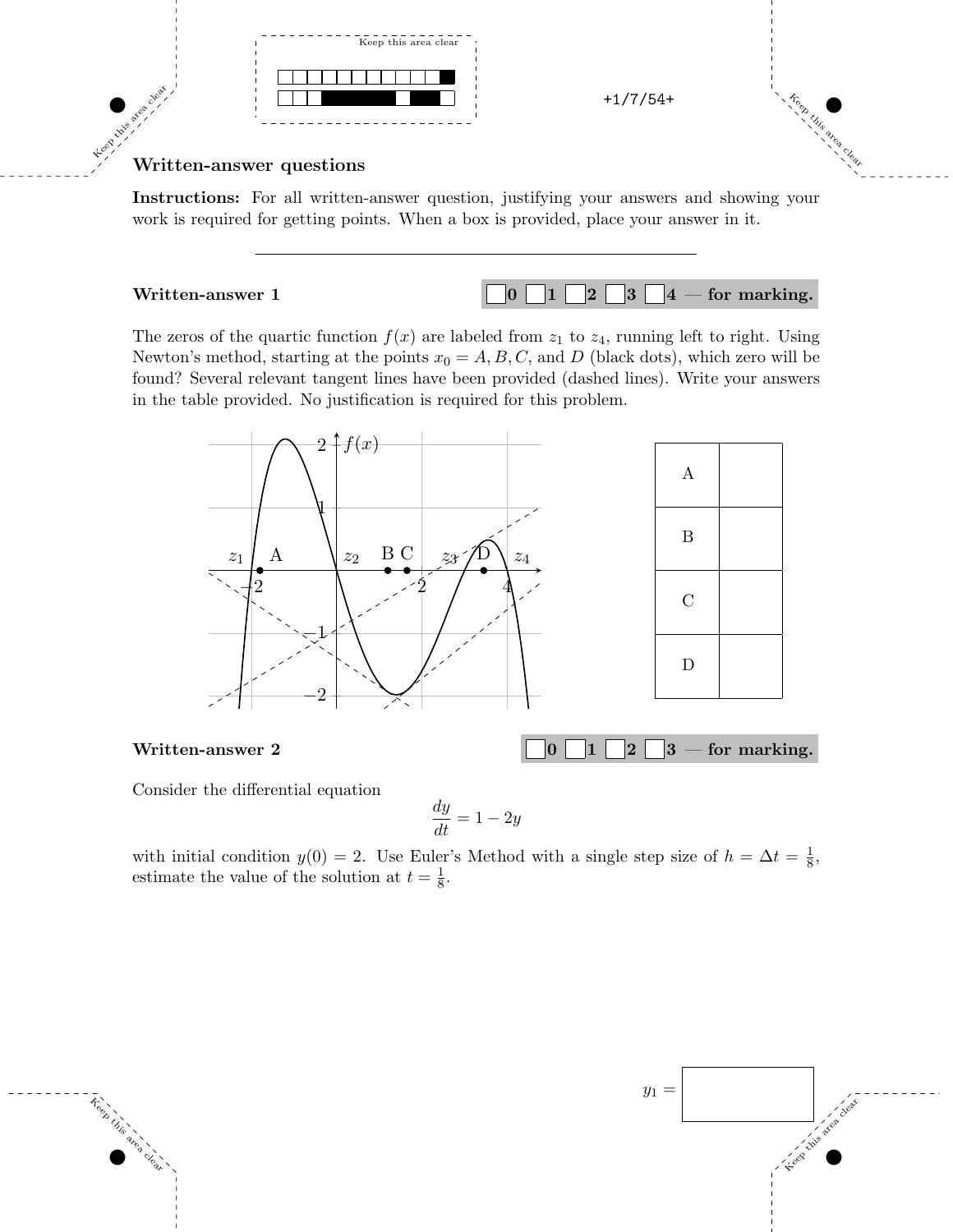## Written-answer questions

**Instructions:** For all written-answer question, justifying your answers and showing your work is required for getting points. When a box is provided, place your answer in it.

---

### Written-answer 1

☐0 ☐1 ☐2 ☐3 ☐4 — **for marking.**

The zeros of the quartic function $f(x)$ are labeled from $z_1$ to $z_4$, running left to right. Using Newton's method, starting at the points $x_0 = A, B, C$, and $D$ (black dots), which zero will be found? Several relevant tangent lines have been provided (dashed lines). Write your answers in the table provided. No justification is required for this problem.

| | |
|---|---|
| A | |
| B | |
| C | |
| D | |

### Written-answer 2

☐0 ☐1 ☐2 ☐3 — **for marking.**

Consider the differential equation

$$\frac{dy}{dt} = 1 - 2y$$

with initial condition $y(0) = 2$. Use Euler's Method with a single step size of $h = \Delta t = \frac{1}{8}$, estimate the value of the solution at $t = \frac{1}{8}$.

$y_1 =$ ☐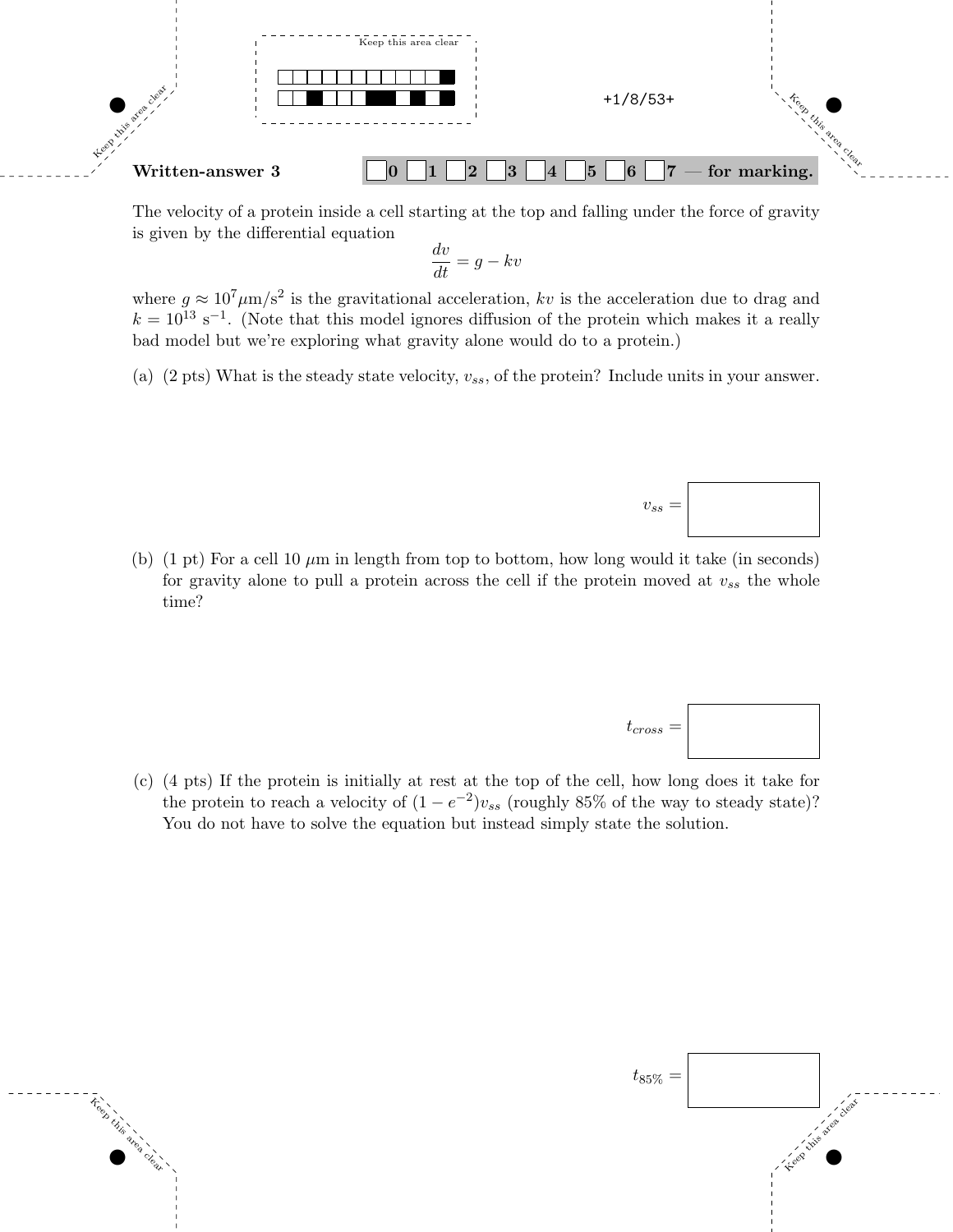**Written-answer 3** $\square$0 $\square$1 $\square$2 $\square$3 $\square$4 $\square$5 $\square$6 $\square$7 — for marking.

The velocity of a protein inside a cell starting at the top and falling under the force of gravity is given by the differential equation

$$\frac{dv}{dt} = g - kv$$

where $g \approx 10^7 \mu\text{m/s}^2$ is the gravitational acceleration, $kv$ is the acceleration due to drag and $k = 10^{13}$ s$^{-1}$. (Note that this model ignores diffusion of the protein which makes it a really bad model but we're exploring what gravity alone would do to a protein.)

(a) (2 pts) What is the steady state velocity, $v_{ss}$, of the protein? Include units in your answer.

$v_{ss} =$ $\square$

(b) (1 pt) For a cell 10 $\mu$m in length from top to bottom, how long would it take (in seconds) for gravity alone to pull a protein across the cell if the protein moved at $v_{ss}$ the whole time?

$t_{cross} =$ $\square$

(c) (4 pts) If the protein is initially at rest at the top of the cell, how long does it take for the protein to reach a velocity of $(1 - e^{-2})v_{ss}$ (roughly 85% of the way to steady state)? You do not have to solve the equation but instead simply state the solution.

$t_{85\%} =$ $\square$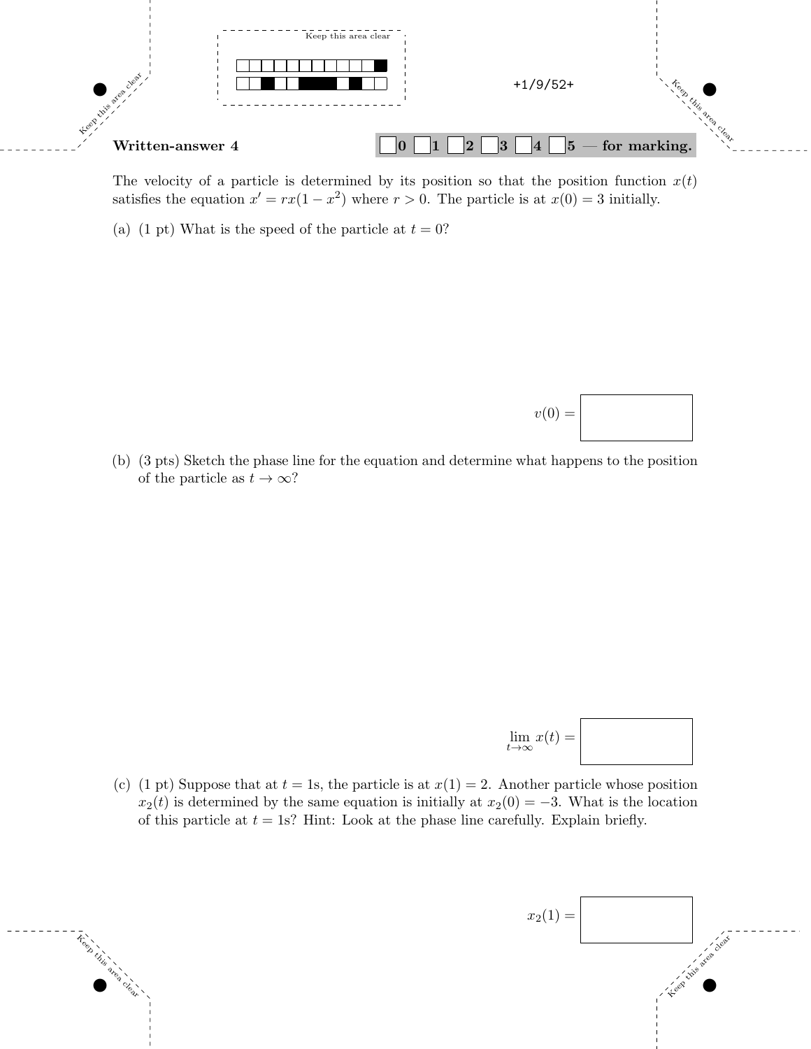**Written-answer 4**

☐0 ☐1 ☐2 ☐3 ☐4 ☐5 — **for marking.**

The velocity of a particle is determined by its position so that the position function $x(t)$ satisfies the equation $x' = rx(1 - x^2)$ where $r > 0$. The particle is at $x(0) = 3$ initially.

(a) (1 pt) What is the speed of the particle at $t = 0$?

$v(0) =$ ☐

(b) (3 pts) Sketch the phase line for the equation and determine what happens to the position of the particle as $t \to \infty$?

$\lim_{t \to \infty} x(t) =$ ☐

(c) (1 pt) Suppose that at $t = 1$s, the particle is at $x(1) = 2$. Another particle whose position $x_2(t)$ is determined by the same equation is initially at $x_2(0) = -3$. What is the location of this particle at $t = 1$s? Hint: Look at the phase line carefully. Explain briefly.

$x_2(1) =$ ☐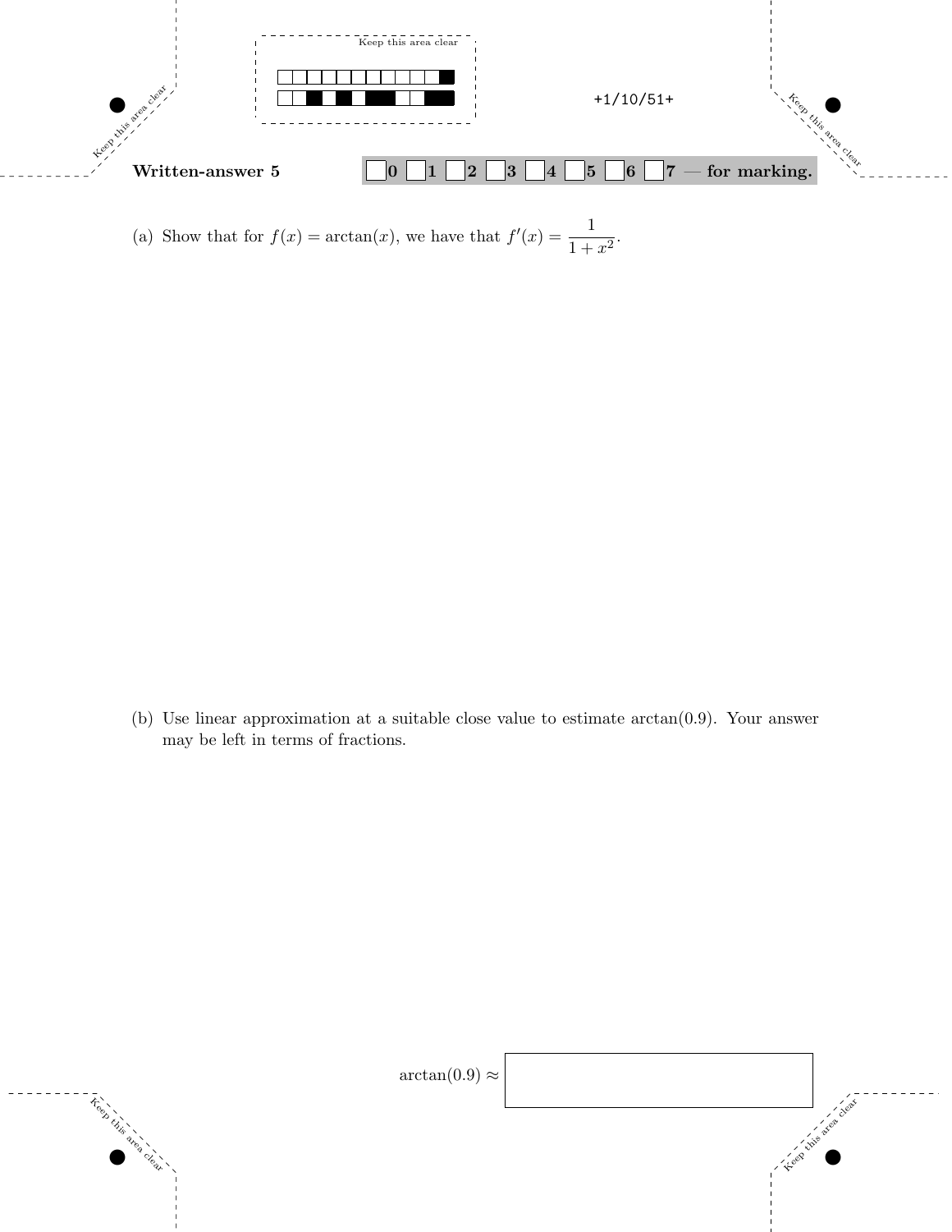**Written-answer 5** ☐0 ☐1 ☐2 ☐3 ☐4 ☐5 ☐6 ☐7 — **for marking.**

(a) Show that for $f(x) = \arctan(x)$, we have that $f'(x) = \dfrac{1}{1+x^2}$.

(b) Use linear approximation at a suitable close value to estimate $\arctan(0.9)$. Your answer may be left in terms of fractions.

$\arctan(0.9) \approx$ ☐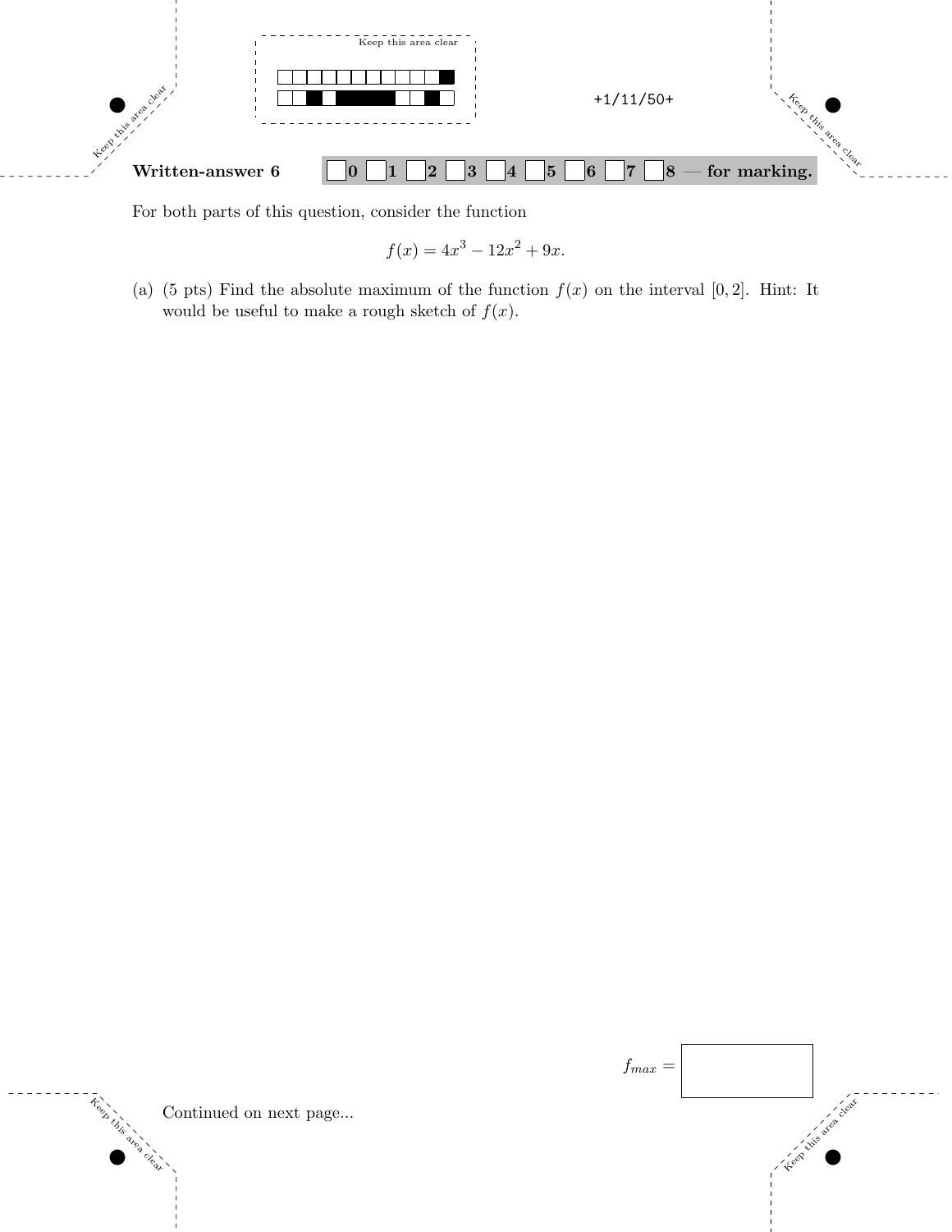**Written-answer 6** ☐0 ☐1 ☐2 ☐3 ☐4 ☐5 ☐6 ☐7 ☐8 — **for marking.**

For both parts of this question, consider the function

$$f(x) = 4x^3 - 12x^2 + 9x.$$

(a) (5 pts) Find the absolute maximum of the function $f(x)$ on the interval $[0, 2]$. Hint: It would be useful to make a rough sketch of $f(x)$.

$f_{max} =$ ☐

Continued on next page...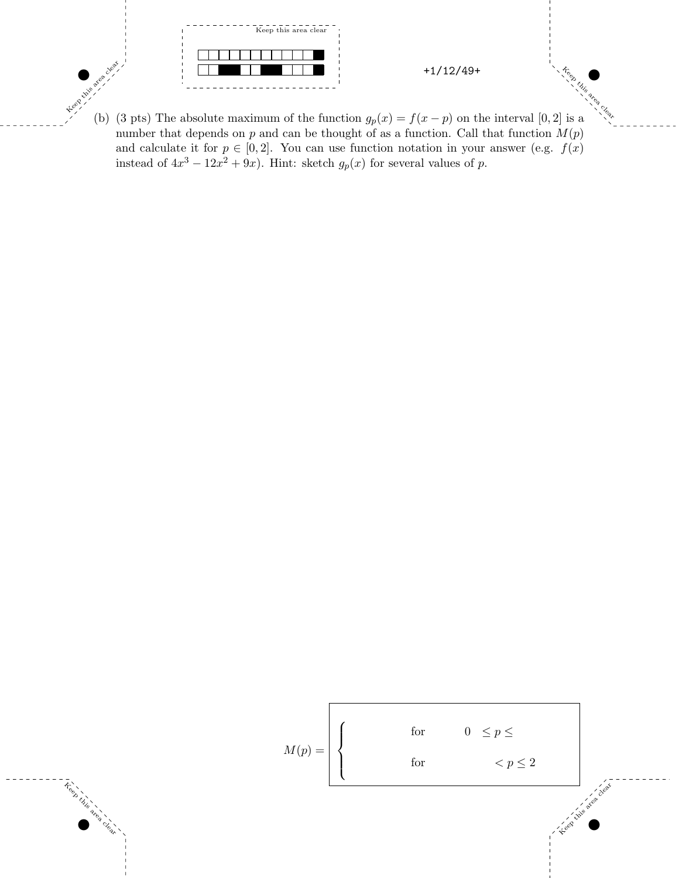(b) (3 pts) The absolute maximum of the function $g_p(x) = f(x-p)$ on the interval $[0, 2]$ is a number that depends on $p$ and can be thought of as a function. Call that function $M(p)$ and calculate it for $p \in [0, 2]$. You can use function notation in your answer (e.g. $f(x)$ instead of $4x^3 - 12x^2 + 9x$). Hint: sketch $g_p(x)$ for several values of $p$.

$$M(p) = \begin{cases} \qquad\qquad \text{for} \quad 0 \leq p \leq \qquad \\ \qquad\qquad \text{for} \qquad\quad < p \leq 2 \end{cases}$$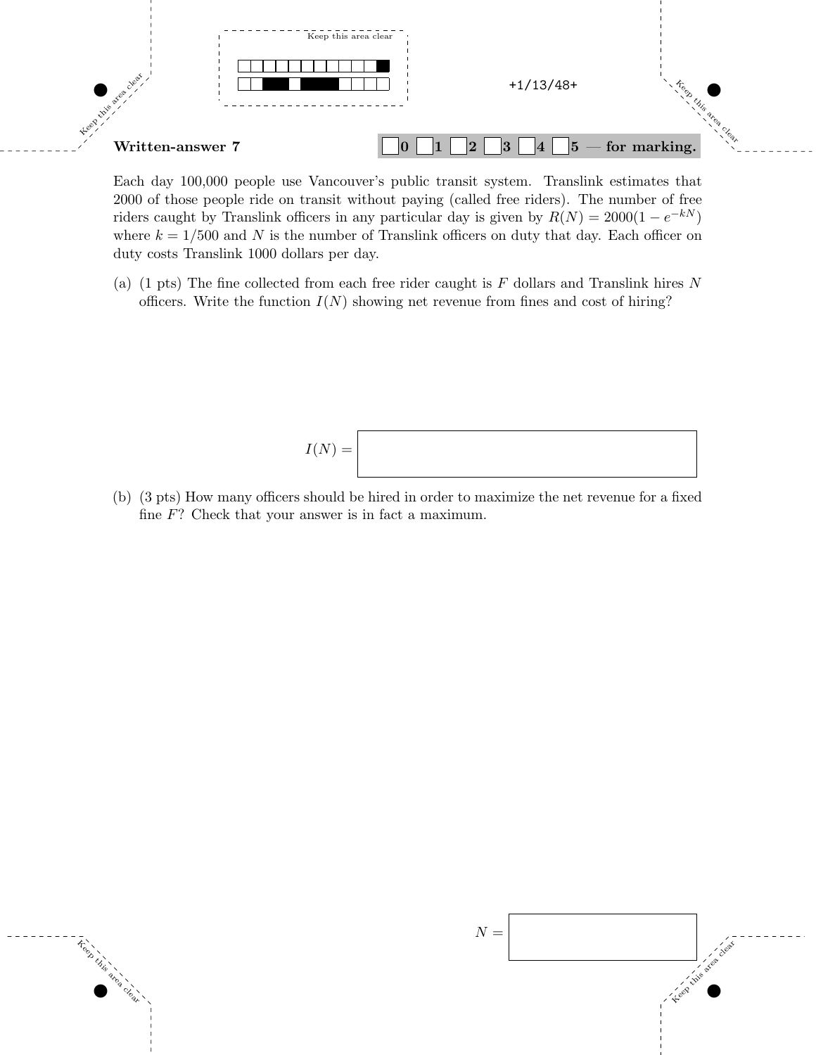**Written-answer 7** 0 1 2 3 4 5 — for marking.

Each day 100,000 people use Vancouver's public transit system. Translink estimates that 2000 of those people ride on transit without paying (called free riders). The number of free riders caught by Translink officers in any particular day is given by $R(N) = 2000(1 - e^{-kN})$ where $k = 1/500$ and $N$ is the number of Translink officers on duty that day. Each officer on duty costs Translink 1000 dollars per day.

(a) (1 pts) The fine collected from each free rider caught is $F$ dollars and Translink hires $N$ officers. Write the function $I(N)$ showing net revenue from fines and cost of hiring?

$I(N) =$

(b) (3 pts) How many officers should be hired in order to maximize the net revenue for a fixed fine $F$? Check that your answer is in fact a maximum.

$N =$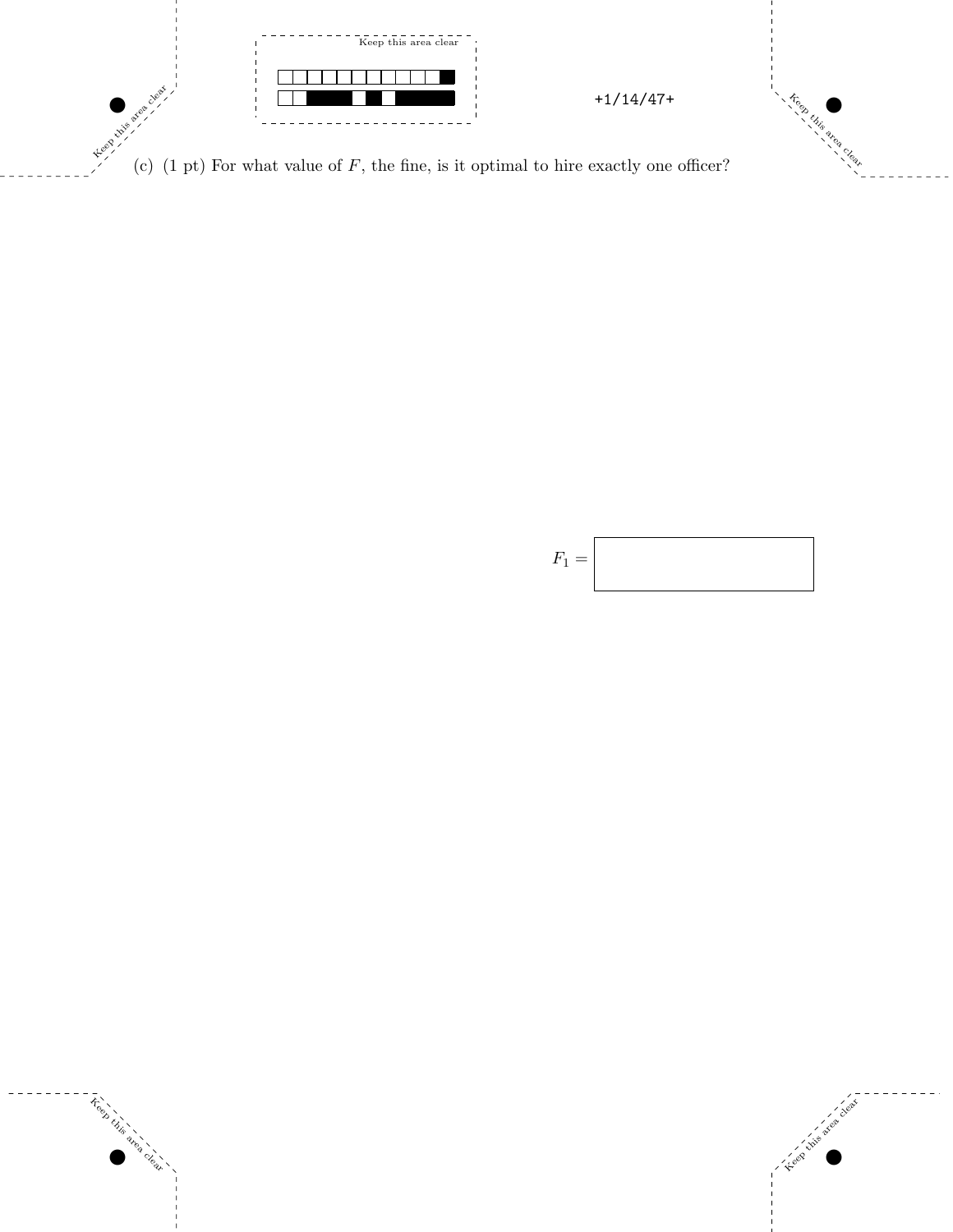(c) (1 pt) For what value of $F$, the fine, is it optimal to hire exactly one officer?

$F_1 =$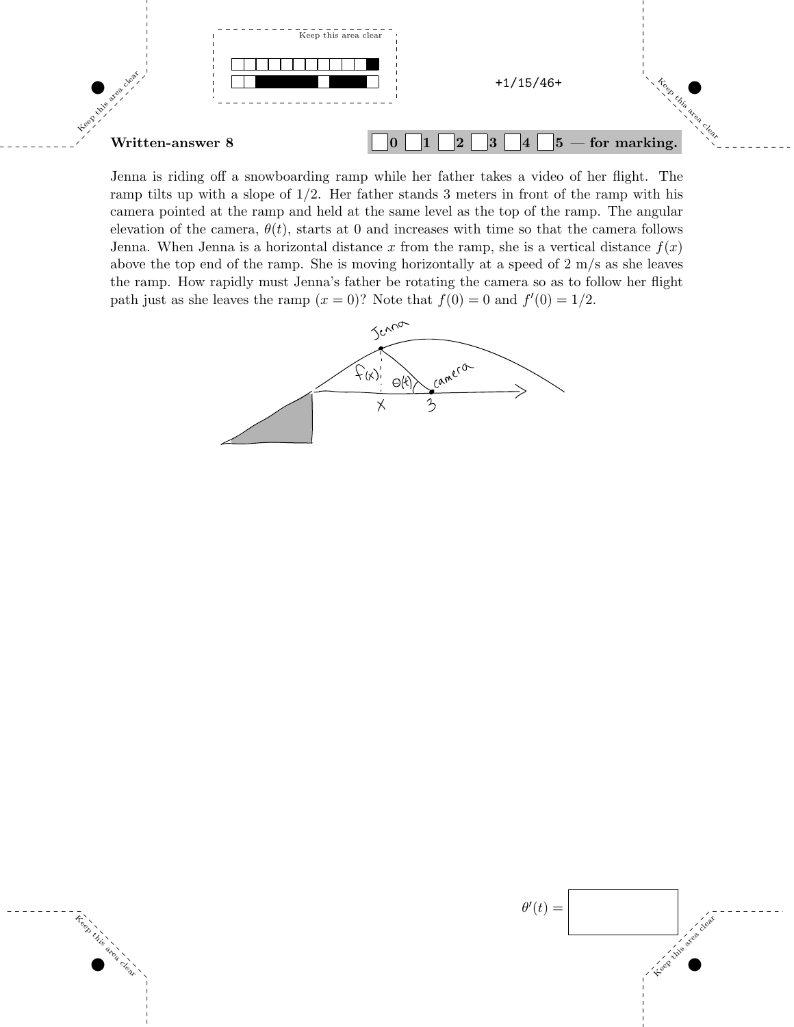**Written-answer 8** ☐0 ☐1 ☐2 ☐3 ☐4 ☐5 — for marking.

Jenna is riding off a snowboarding ramp while her father takes a video of her flight. The ramp tilts up with a slope of 1/2. Her father stands 3 meters in front of the ramp with his camera pointed at the ramp and held at the same level as the top of the ramp. The angular elevation of the camera, $\theta(t)$, starts at 0 and increases with time so that the camera follows Jenna. When Jenna is a horizontal distance $x$ from the ramp, she is a vertical distance $f(x)$ above the top end of the ramp. She is moving horizontally at a speed of 2 m/s as she leaves the ramp. How rapidly must Jenna's father be rotating the camera so as to follow her flight path just as she leaves the ramp ($x = 0$)? Note that $f(0) = 0$ and $f'(0) = 1/2$.

$\theta'(t) =$ ☐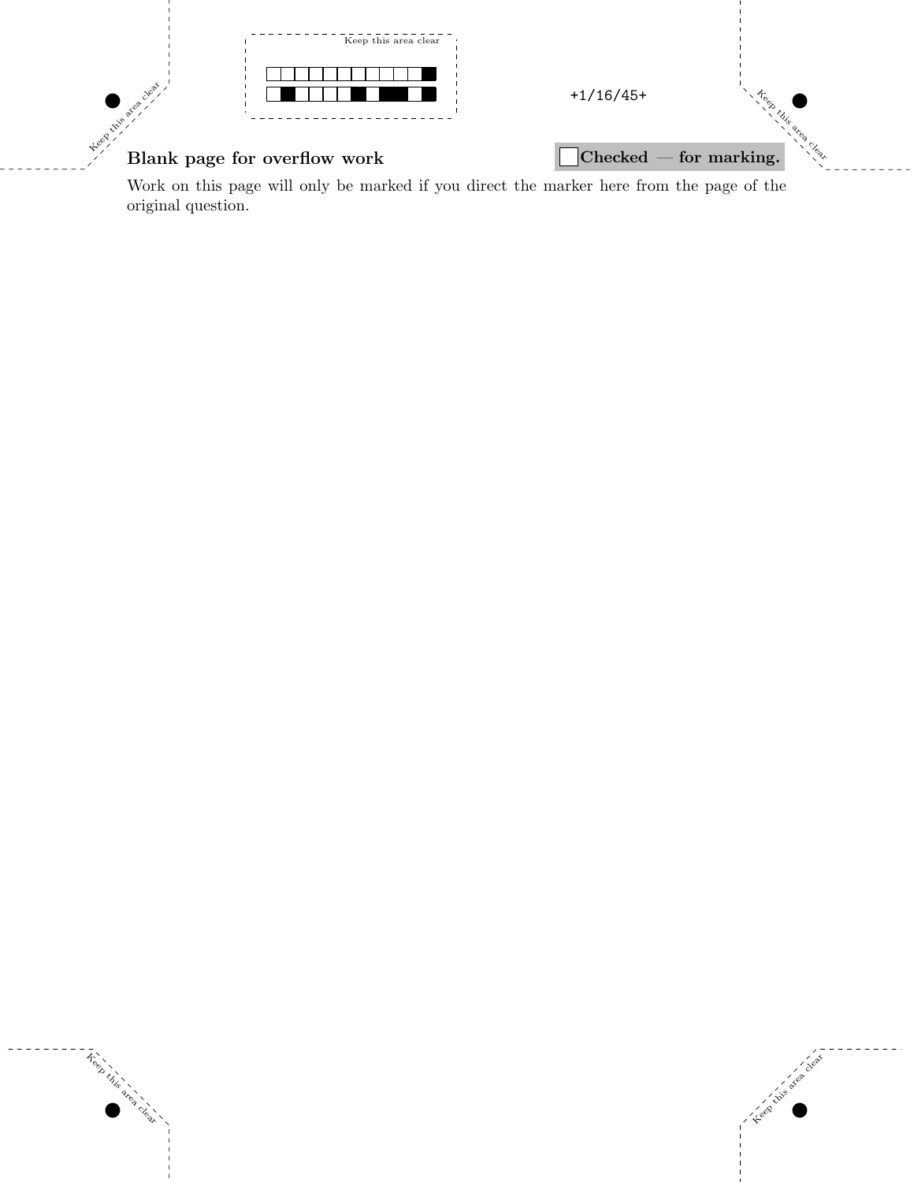**Blank page for overflow work**

☐ **Checked — for marking.**

Work on this page will only be marked if you direct the marker here from the page of the original question.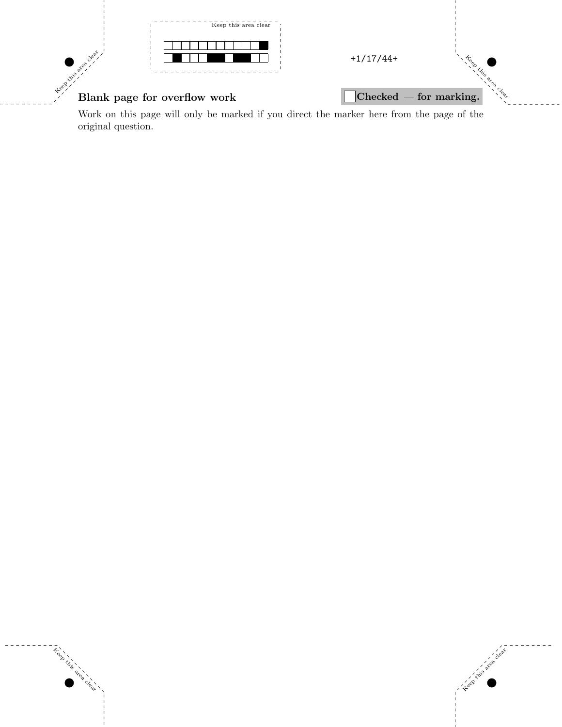**Blank page for overflow work**

☐ **Checked — for marking.**

Work on this page will only be marked if you direct the marker here from the page of the original question.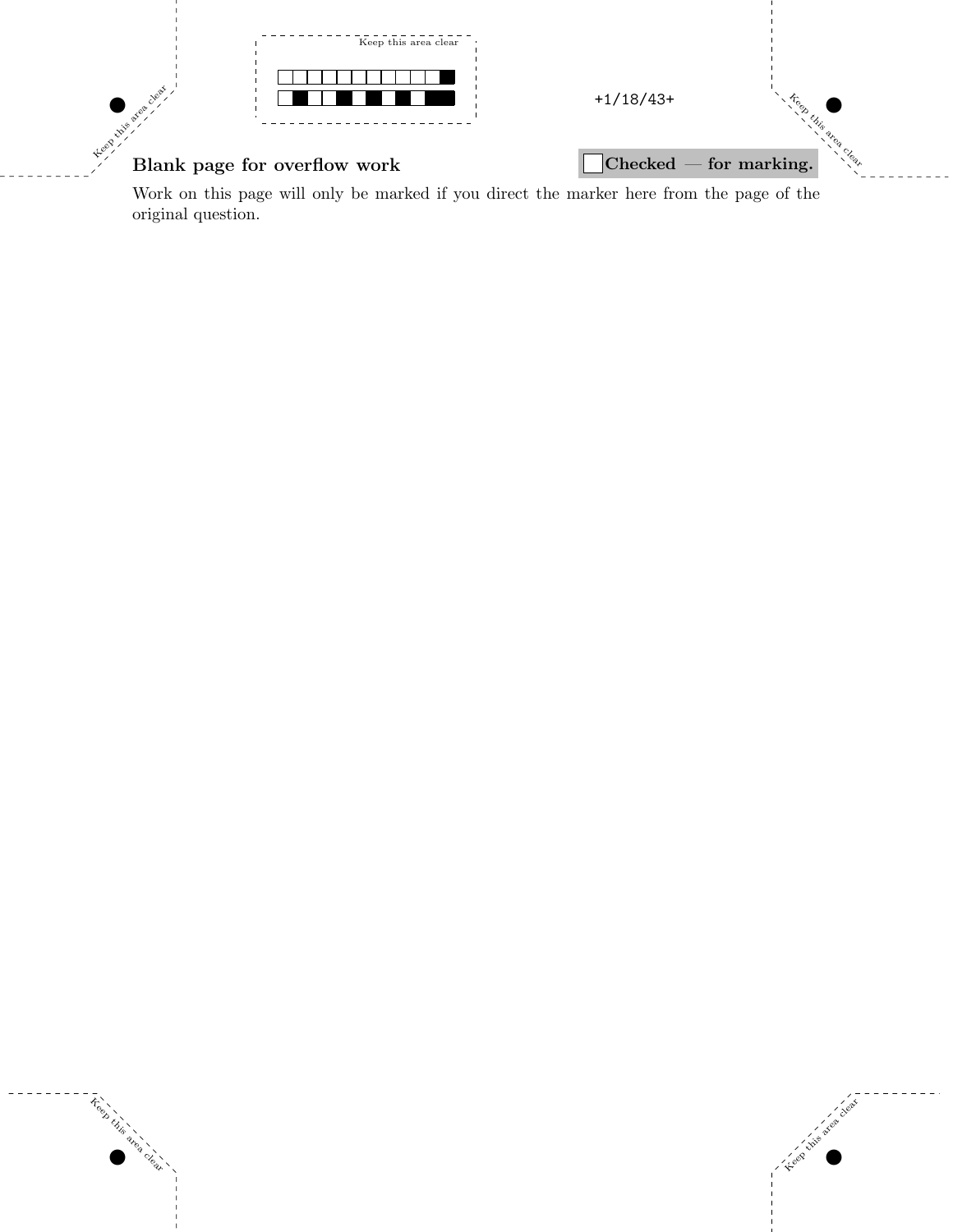**Blank page for overflow work**

Checked — for marking.

Work on this page will only be marked if you direct the marker here from the page of the original question.